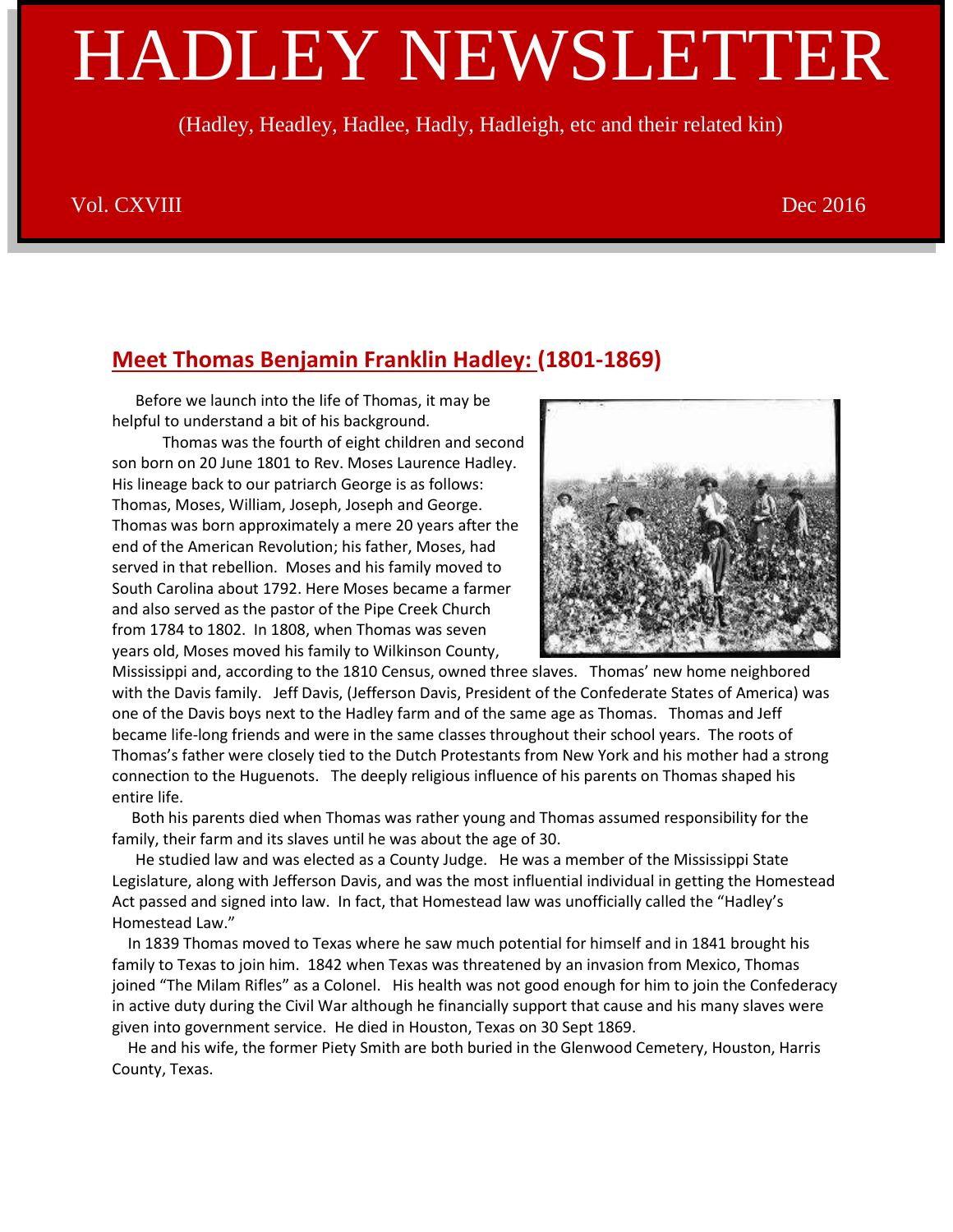# HADLEY NEWSLETTER

(Hadley, Headley, Hadlee, Hadly, Hadleigh, etc and their related kin)

Vol. CXVIII Dec 2016

## Meet Thomas Benjamin Franklin Hadley: (1801-1869)

Before we launch into the life of Thomas, it may be helpful to understand a bit of his background.

Thomas was the fourth of eight children and second son born on 20 June 1801 to Rev. Moses Laurence Hadley. His lineage back to our patriarch George is as follows: Thomas, Moses, William, Joseph, Joseph and George. Thomas was born approximately a mere 20 years after the end of the American Revolution; his father, Moses, had served in that rebellion. Moses and his family moved to South Carolina about 1792. Here Moses became a farmer and also served as the pastor of the Pipe Creek Church from 1784 to 1802. In 1808, when Thomas was seven years old, Moses moved his family to Wilkinson County, Mississippi and, according to the 1810 Census, owned three slaves. Thomas' new home neighbored with the Davis family. Jeff Davis, (Jefferson Davis, President of the Confederate States of America) was one of the Davis boys next to the Hadley farm and of the same age as Thomas. Thomas and Jeff became life-long friends and were in the same classes throughout their school years. The roots of Thomas's father were closely tied to the Dutch Protestants from New York and his mother had a strong connection to the Huguenots. The deeply religious influence of his parents on Thomas shaped his entire life.

Both his parents died when Thomas was rather young and Thomas assumed responsibility for the family, their farm and its slaves until he was about the age of 30.

He studied law and was elected as a County Judge. He was a member of the Mississippi State Legislature, along with Jefferson Davis, and was the most influential individual in getting the Homestead Act passed and signed into law. In fact, that Homestead law was unofficially called the "Hadley's Homestead Law."

In 1839 Thomas moved to Texas where he saw much potential for himself and in 1841 brought his family to Texas to join him. 1842 when Texas was threatened by an invasion from Mexico, Thomas joined "The Milam Rifles" as a Colonel. His health was not good enough for him to join the Confederacy in active duty during the Civil War although he financially support that cause and his many slaves were given into government service. He died in Houston, Texas on 30 Sept 1869.

He and his wife, the former Piety Smith are both buried in the Glenwood Cemetery, Houston, Harris County, Texas.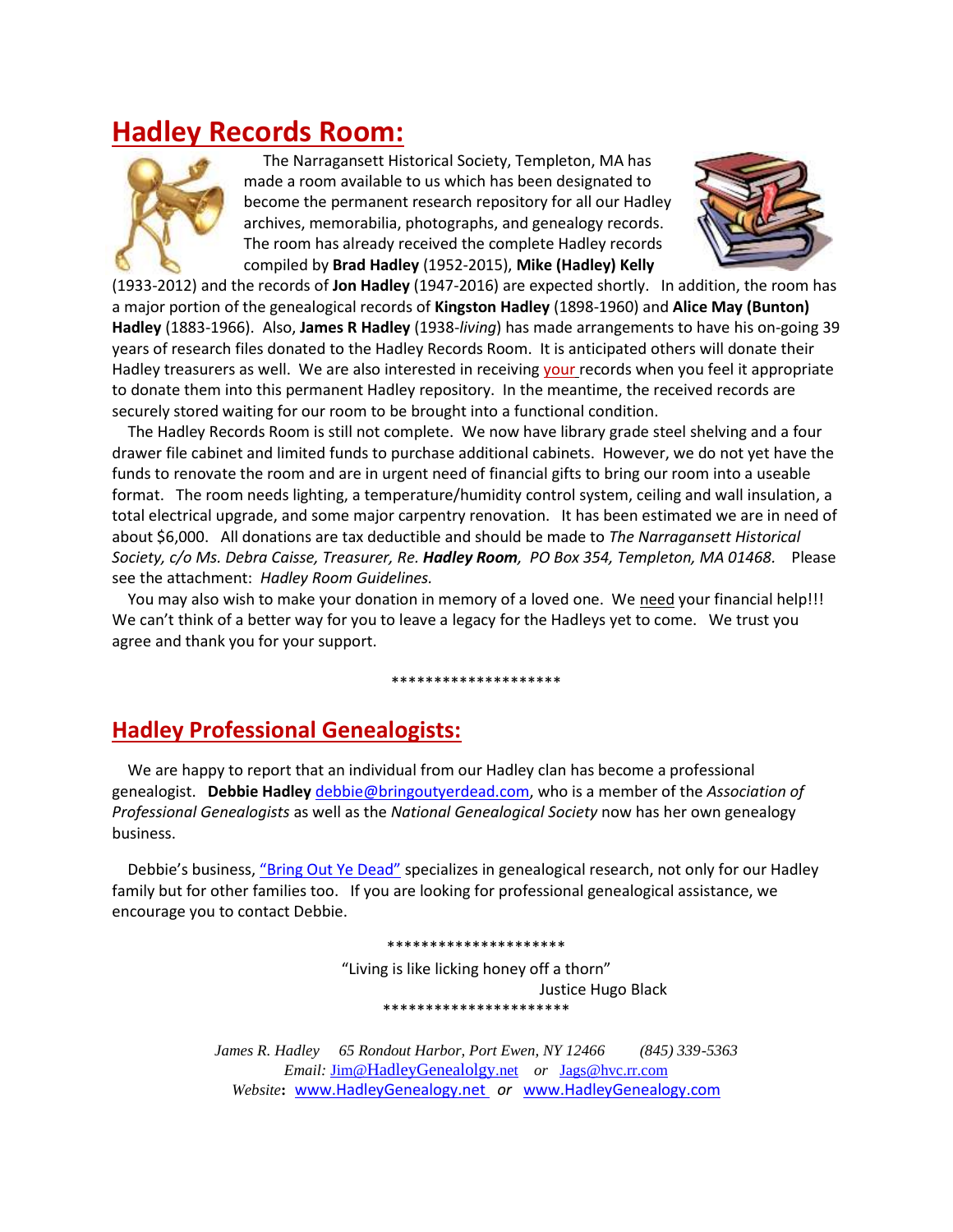## Hadley Records Room:

The Narragansett Historical Society, Templeton, MA has made a room available to us which has been designated to become the permanent research repository for all our Hadley archives, memorabilia, photographs, and genealogy records. The room has already received the complete Hadley records compiled by **Brad Hadley** (1952-2015), **Mike (Hadley) Kelly** (1933-2012) and the records of **Jon Hadley** (1947-2016) are expected shortly. In addition, the room has a major portion of the genealogical records of **Kingston Hadley** (1898-1960) and **Alice May (Bunton) Hadley** (1883-1966). Also, **James R Hadley** (1938-*living*) has made arrangements to have his on-going 39 years of research files donated to the Hadley Records Room. It is anticipated others will donate their Hadley treasurers as well. We are also interested in receiving your records when you feel it appropriate to donate them into this permanent Hadley repository. In the meantime, the received records are securely stored waiting for our room to be brought into a functional condition.

The Hadley Records Room is still not complete. We now have library grade steel shelving and a four drawer file cabinet and limited funds to purchase additional cabinets. However, we do not yet have the funds to renovate the room and are in urgent need of financial gifts to bring our room into a useable format. The room needs lighting, a temperature/humidity control system, ceiling and wall insulation, a total electrical upgrade, and some major carpentry renovation. It has been estimated we are in need of about $6,000. All donations are tax deductible and should be made to *The Narragansett Historical Society, c/o Ms. Debra Caisse, Treasurer, Re.* ***Hadley Room****, PO Box 354, Templeton, MA 01468.* Please see the attachment: *Hadley Room Guidelines.*

You may also wish to make your donation in memory of a loved one. We need your financial help!!! We can't think of a better way for you to leave a legacy for the Hadleys yet to come. We trust you agree and thank you for your support.

********************

## Hadley Professional Genealogists:

We are happy to report that an individual from our Hadley clan has become a professional genealogist. **Debbie Hadley** debbie@bringoutyerdead.com, who is a member of the *Association of Professional Genealogists* as well as the *National Genealogical Society* now has her own genealogy business.

Debbie's business, "Bring Out Ye Dead" specializes in genealogical research, not only for our Hadley family but for other families too. If you are looking for professional genealogical assistance, we encourage you to contact Debbie.

*********************

"Living is like licking honey off a thorn"
Justice Hugo Black

**********************

*James R. Hadley 65 Rondout Harbor, Port Ewen, NY 12466 (845) 339-5363*
*Email:* Jim@HadleyGenealolgy.net *or* Jags@hvc.rr.com
*Website*: www.HadleyGenealogy.net *or* www.HadleyGenealogy.com